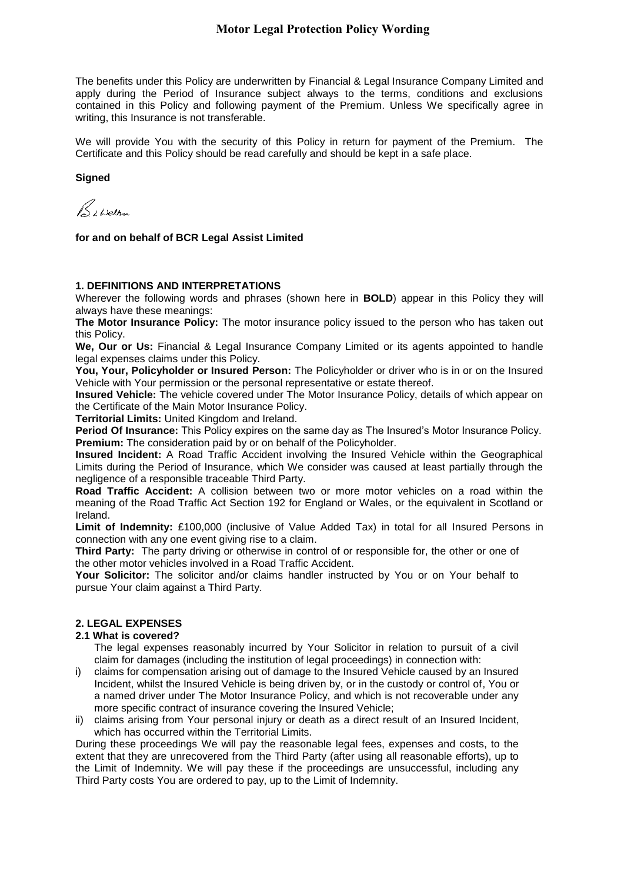# Motor Legal Protection Policy Wording

The benefits under this Policy are underwritten by Financial & Legal Insurance Company Limited and apply during the Period of Insurance subject always to the terms, conditions and exclusions contained in this Policy and following payment of the Premium. Unless We specifically agree in writing, this Insurance is not transferable.

We will provide You with the security of this Policy in return for payment of the Premium. The Certificate and this Policy should be read carefully and should be kept in a safe place.

**Signed**

B L Welton

**for and on behalf of BCR Legal Assist Limited**

## 1. DEFINITIONS AND INTERPRETATIONS

Wherever the following words and phrases (shown here in **BOLD**) appear in this Policy they will always have these meanings:

**The Motor Insurance Policy:** The motor insurance policy issued to the person who has taken out this Policy.

**We, Our or Us:** Financial & Legal Insurance Company Limited or its agents appointed to handle legal expenses claims under this Policy.

**You, Your, Policyholder or Insured Person:** The Policyholder or driver who is in or on the Insured Vehicle with Your permission or the personal representative or estate thereof.

**Insured Vehicle:** The vehicle covered under The Motor Insurance Policy, details of which appear on the Certificate of the Main Motor Insurance Policy.

**Territorial Limits:** United Kingdom and Ireland.

**Period Of Insurance:** This Policy expires on the same day as The Insured's Motor Insurance Policy.

**Premium:** The consideration paid by or on behalf of the Policyholder.

**Insured Incident:** A Road Traffic Accident involving the Insured Vehicle within the Geographical Limits during the Period of Insurance, which We consider was caused at least partially through the negligence of a responsible traceable Third Party.

**Road Traffic Accident:** A collision between two or more motor vehicles on a road within the meaning of the Road Traffic Act Section 192 for England or Wales, or the equivalent in Scotland or Ireland.

**Limit of Indemnity:** £100,000 (inclusive of Value Added Tax) in total for all Insured Persons in connection with any one event giving rise to a claim.

**Third Party:** The party driving or otherwise in control of or responsible for, the other or one of the other motor vehicles involved in a Road Traffic Accident.

**Your Solicitor:** The solicitor and/or claims handler instructed by You or on Your behalf to pursue Your claim against a Third Party.

## 2. LEGAL EXPENSES

### 2.1 What is covered?

The legal expenses reasonably incurred by Your Solicitor in relation to pursuit of a civil claim for damages (including the institution of legal proceedings) in connection with:

i) claims for compensation arising out of damage to the Insured Vehicle caused by an Insured Incident, whilst the Insured Vehicle is being driven by, or in the custody or control of, You or a named driver under The Motor Insurance Policy, and which is not recoverable under any more specific contract of insurance covering the Insured Vehicle;

ii) claims arising from Your personal injury or death as a direct result of an Insured Incident, which has occurred within the Territorial Limits.

During these proceedings We will pay the reasonable legal fees, expenses and costs, to the extent that they are unrecovered from the Third Party (after using all reasonable efforts), up to the Limit of Indemnity. We will pay these if the proceedings are unsuccessful, including any Third Party costs You are ordered to pay, up to the Limit of Indemnity.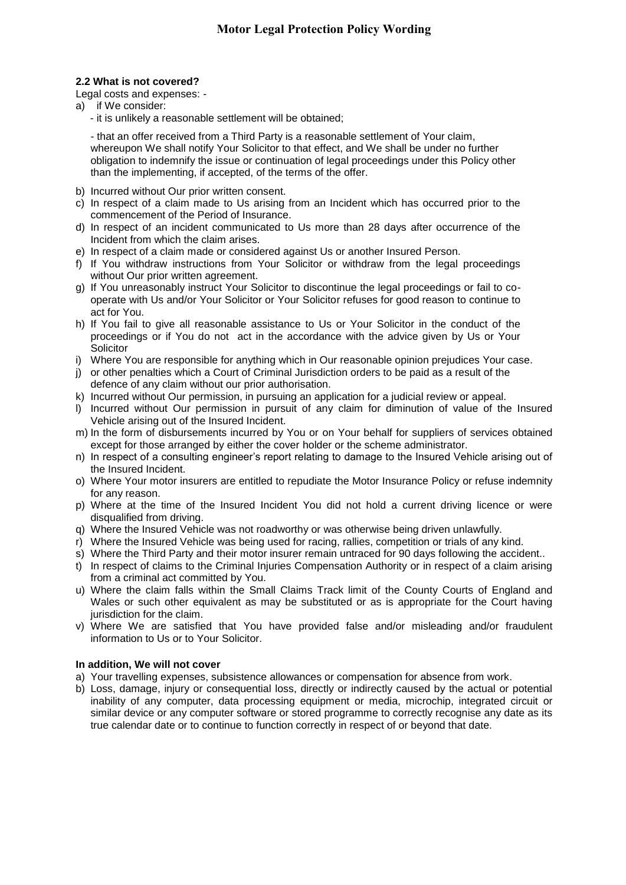### 2.2 What is not covered?

Legal costs and expenses: -

a) if We consider:

- it is unlikely a reasonable settlement will be obtained;

- that an offer received from a Third Party is a reasonable settlement of Your claim, whereupon We shall notify Your Solicitor to that effect, and We shall be under no further obligation to indemnify the issue or continuation of legal proceedings under this Policy other than the implementing, if accepted, of the terms of the offer.

b) Incurred without Our prior written consent.
c) In respect of a claim made to Us arising from an Incident which has occurred prior to the commencement of the Period of Insurance.
d) In respect of an incident communicated to Us more than 28 days after occurrence of the Incident from which the claim arises.
e) In respect of a claim made or considered against Us or another Insured Person.
f) If You withdraw instructions from Your Solicitor or withdraw from the legal proceedings without Our prior written agreement.
g) If You unreasonably instruct Your Solicitor to discontinue the legal proceedings or fail to co-operate with Us and/or Your Solicitor or Your Solicitor refuses for good reason to continue to act for You.
h) If You fail to give all reasonable assistance to Us or Your Solicitor in the conduct of the proceedings or if You do not act in the accordance with the advice given by Us or Your Solicitor
i) Where You are responsible for anything which in Our reasonable opinion prejudices Your case.
j) or other penalties which a Court of Criminal Jurisdiction orders to be paid as a result of the defence of any claim without our prior authorisation.
k) Incurred without Our permission, in pursuing an application for a judicial review or appeal.
l) Incurred without Our permission in pursuit of any claim for diminution of value of the Insured Vehicle arising out of the Insured Incident.
m) In the form of disbursements incurred by You or on Your behalf for suppliers of services obtained except for those arranged by either the cover holder or the scheme administrator.
n) In respect of a consulting engineer's report relating to damage to the Insured Vehicle arising out of the Insured Incident.
o) Where Your motor insurers are entitled to repudiate the Motor Insurance Policy or refuse indemnity for any reason.
p) Where at the time of the Insured Incident You did not hold a current driving licence or were disqualified from driving.
q) Where the Insured Vehicle was not roadworthy or was otherwise being driven unlawfully.
r) Where the Insured Vehicle was being used for racing, rallies, competition or trials of any kind.
s) Where the Third Party and their motor insurer remain untraced for 90 days following the accident..
t) In respect of claims to the Criminal Injuries Compensation Authority or in respect of a claim arising from a criminal act committed by You.
u) Where the claim falls within the Small Claims Track limit of the County Courts of England and Wales or such other equivalent as may be substituted or as is appropriate for the Court having jurisdiction for the claim.
v) Where We are satisfied that You have provided false and/or misleading and/or fraudulent information to Us or to Your Solicitor.

**In addition, We will not cover**

a) Your travelling expenses, subsistence allowances or compensation for absence from work.
b) Loss, damage, injury or consequential loss, directly or indirectly caused by the actual or potential inability of any computer, data processing equipment or media, microchip, integrated circuit or similar device or any computer software or stored programme to correctly recognise any date as its true calendar date or to continue to function correctly in respect of or beyond that date.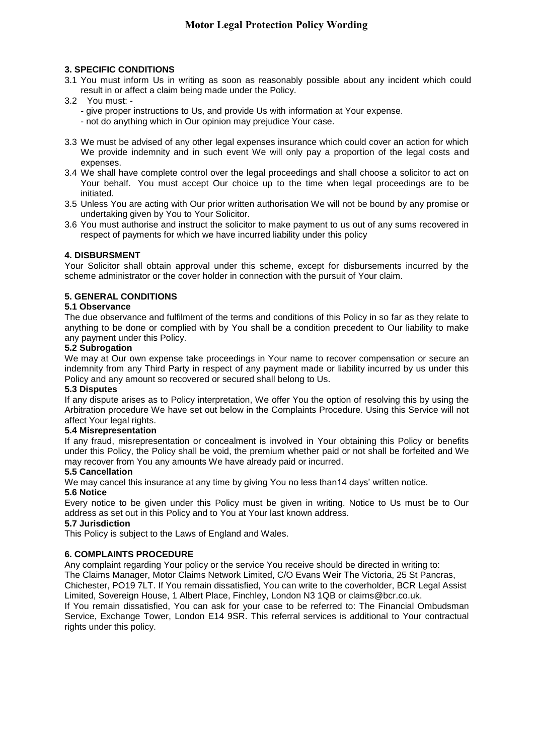### 3. SPECIFIC CONDITIONS

3.1 You must inform Us in writing as soon as reasonably possible about any incident which could result in or affect a claim being made under the Policy.

3.2 You must: -
- give proper instructions to Us, and provide Us with information at Your expense.
- not do anything which in Our opinion may prejudice Your case.

3.3 We must be advised of any other legal expenses insurance which could cover an action for which We provide indemnity and in such event We will only pay a proportion of the legal costs and expenses.

3.4 We shall have complete control over the legal proceedings and shall choose a solicitor to act on Your behalf. You must accept Our choice up to the time when legal proceedings are to be initiated.

3.5 Unless You are acting with Our prior written authorisation We will not be bound by any promise or undertaking given by You to Your Solicitor.

3.6 You must authorise and instruct the solicitor to make payment to us out of any sums recovered in respect of payments for which we have incurred liability under this policy

### 4. DISBURSMENT

Your Solicitor shall obtain approval under this scheme, except for disbursements incurred by the scheme administrator or the cover holder in connection with the pursuit of Your claim.

### 5. GENERAL CONDITIONS

#### 5.1 Observance

The due observance and fulfilment of the terms and conditions of this Policy in so far as they relate to anything to be done or complied with by You shall be a condition precedent to Our liability to make any payment under this Policy.

#### 5.2 Subrogation

We may at Our own expense take proceedings in Your name to recover compensation or secure an indemnity from any Third Party in respect of any payment made or liability incurred by us under this Policy and any amount so recovered or secured shall belong to Us.

#### 5.3 Disputes

If any dispute arises as to Policy interpretation, We offer You the option of resolving this by using the Arbitration procedure We have set out below in the Complaints Procedure. Using this Service will not affect Your legal rights.

#### 5.4 Misrepresentation

If any fraud, misrepresentation or concealment is involved in Your obtaining this Policy or benefits under this Policy, the Policy shall be void, the premium whether paid or not shall be forfeited and We may recover from You any amounts We have already paid or incurred.

#### 5.5 Cancellation

We may cancel this insurance at any time by giving You no less than14 days' written notice.

#### 5.6 Notice

Every notice to be given under this Policy must be given in writing. Notice to Us must be to Our address as set out in this Policy and to You at Your last known address.

#### 5.7 Jurisdiction

This Policy is subject to the Laws of England and Wales.

### 6. COMPLAINTS PROCEDURE

Any complaint regarding Your policy or the service You receive should be directed in writing to:
The Claims Manager, Motor Claims Network Limited, C/O Evans Weir The Victoria, 25 St Pancras, Chichester, PO19 7LT. If You remain dissatisfied, You can write to the coverholder, BCR Legal Assist Limited, Sovereign House, 1 Albert Place, Finchley, London N3 1QB or claims@bcr.co.uk.

If You remain dissatisfied, You can ask for your case to be referred to: The Financial Ombudsman Service, Exchange Tower, London E14 9SR. This referral services is additional to Your contractual rights under this policy.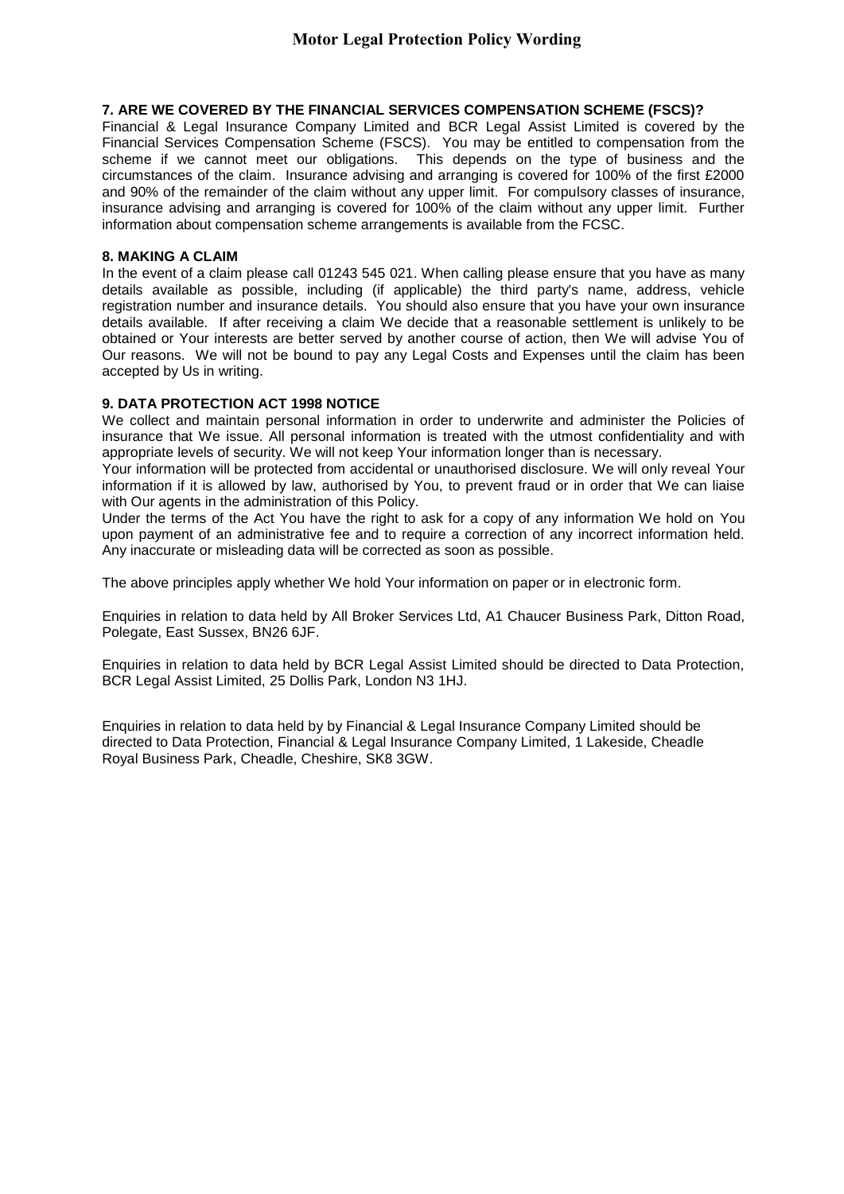## 7. ARE WE COVERED BY THE FINANCIAL SERVICES COMPENSATION SCHEME (FSCS)?

Financial & Legal Insurance Company Limited and BCR Legal Assist Limited is covered by the Financial Services Compensation Scheme (FSCS). You may be entitled to compensation from the scheme if we cannot meet our obligations. This depends on the type of business and the circumstances of the claim. Insurance advising and arranging is covered for 100% of the first £2000 and 90% of the remainder of the claim without any upper limit. For compulsory classes of insurance, insurance advising and arranging is covered for 100% of the claim without any upper limit. Further information about compensation scheme arrangements is available from the FCSC.

## 8. MAKING A CLAIM

In the event of a claim please call 01243 545 021. When calling please ensure that you have as many details available as possible, including (if applicable) the third party's name, address, vehicle registration number and insurance details. You should also ensure that you have your own insurance details available. If after receiving a claim We decide that a reasonable settlement is unlikely to be obtained or Your interests are better served by another course of action, then We will advise You of Our reasons. We will not be bound to pay any Legal Costs and Expenses until the claim has been accepted by Us in writing.

## 9. DATA PROTECTION ACT 1998 NOTICE

We collect and maintain personal information in order to underwrite and administer the Policies of insurance that We issue. All personal information is treated with the utmost confidentiality and with appropriate levels of security. We will not keep Your information longer than is necessary.

Your information will be protected from accidental or unauthorised disclosure. We will only reveal Your information if it is allowed by law, authorised by You, to prevent fraud or in order that We can liaise with Our agents in the administration of this Policy.

Under the terms of the Act You have the right to ask for a copy of any information We hold on You upon payment of an administrative fee and to require a correction of any incorrect information held. Any inaccurate or misleading data will be corrected as soon as possible.

The above principles apply whether We hold Your information on paper or in electronic form.

Enquiries in relation to data held by All Broker Services Ltd, A1 Chaucer Business Park, Ditton Road, Polegate, East Sussex, BN26 6JF.

Enquiries in relation to data held by BCR Legal Assist Limited should be directed to Data Protection, BCR Legal Assist Limited, 25 Dollis Park, London N3 1HJ.

Enquiries in relation to data held by by Financial & Legal Insurance Company Limited should be directed to Data Protection, Financial & Legal Insurance Company Limited, 1 Lakeside, Cheadle Royal Business Park, Cheadle, Cheshire, SK8 3GW.